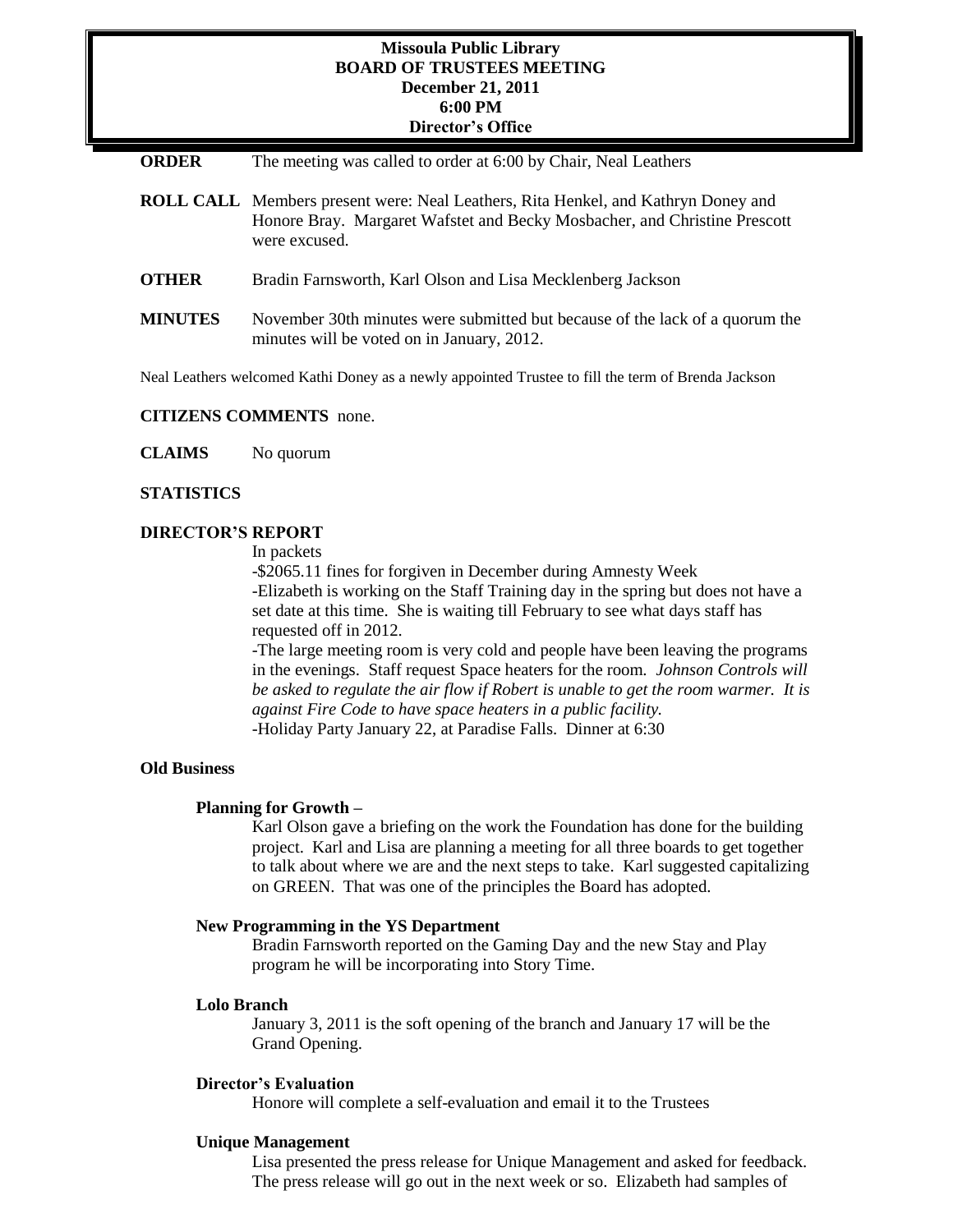**Missoula Public Library**
**BOARD OF TRUSTEES MEETING**
**December 21, 2011**
**6:00 PM**
**Director's Office**

**ORDER** The meeting was called to order at 6:00 by Chair, Neal Leathers

**ROLL CALL** Members present were: Neal Leathers, Rita Henkel, and Kathryn Doney and Honore Bray. Margaret Wafstet and Becky Mosbacher, and Christine Prescott were excused.

**OTHER** Bradin Farnsworth, Karl Olson and Lisa Mecklenberg Jackson

**MINUTES** November 30th minutes were submitted but because of the lack of a quorum the minutes will be voted on in January, 2012.

Neal Leathers welcomed Kathi Doney as a newly appointed Trustee to fill the term of Brenda Jackson

**CITIZENS COMMENTS** none.

**CLAIMS** No quorum

**STATISTICS**

**DIRECTOR'S REPORT**

In packets

-$2065.11 fines for forgiven in December during Amnesty Week

-Elizabeth is working on the Staff Training day in the spring but does not have a set date at this time. She is waiting till February to see what days staff has requested off in 2012.

-The large meeting room is very cold and people have been leaving the programs in the evenings. Staff request Space heaters for the room. *Johnson Controls will be asked to regulate the air flow if Robert is unable to get the room warmer. It is against Fire Code to have space heaters in a public facility.*

-Holiday Party January 22, at Paradise Falls. Dinner at 6:30

**Old Business**

**Planning for Growth –**

Karl Olson gave a briefing on the work the Foundation has done for the building project. Karl and Lisa are planning a meeting for all three boards to get together to talk about where we are and the next steps to take. Karl suggested capitalizing on GREEN. That was one of the principles the Board has adopted.

**New Programming in the YS Department**

Bradin Farnsworth reported on the Gaming Day and the new Stay and Play program he will be incorporating into Story Time.

**Lolo Branch**

January 3, 2011 is the soft opening of the branch and January 17 will be the Grand Opening.

**Director's Evaluation**

Honore will complete a self-evaluation and email it to the Trustees

**Unique Management**

Lisa presented the press release for Unique Management and asked for feedback. The press release will go out in the next week or so. Elizabeth had samples of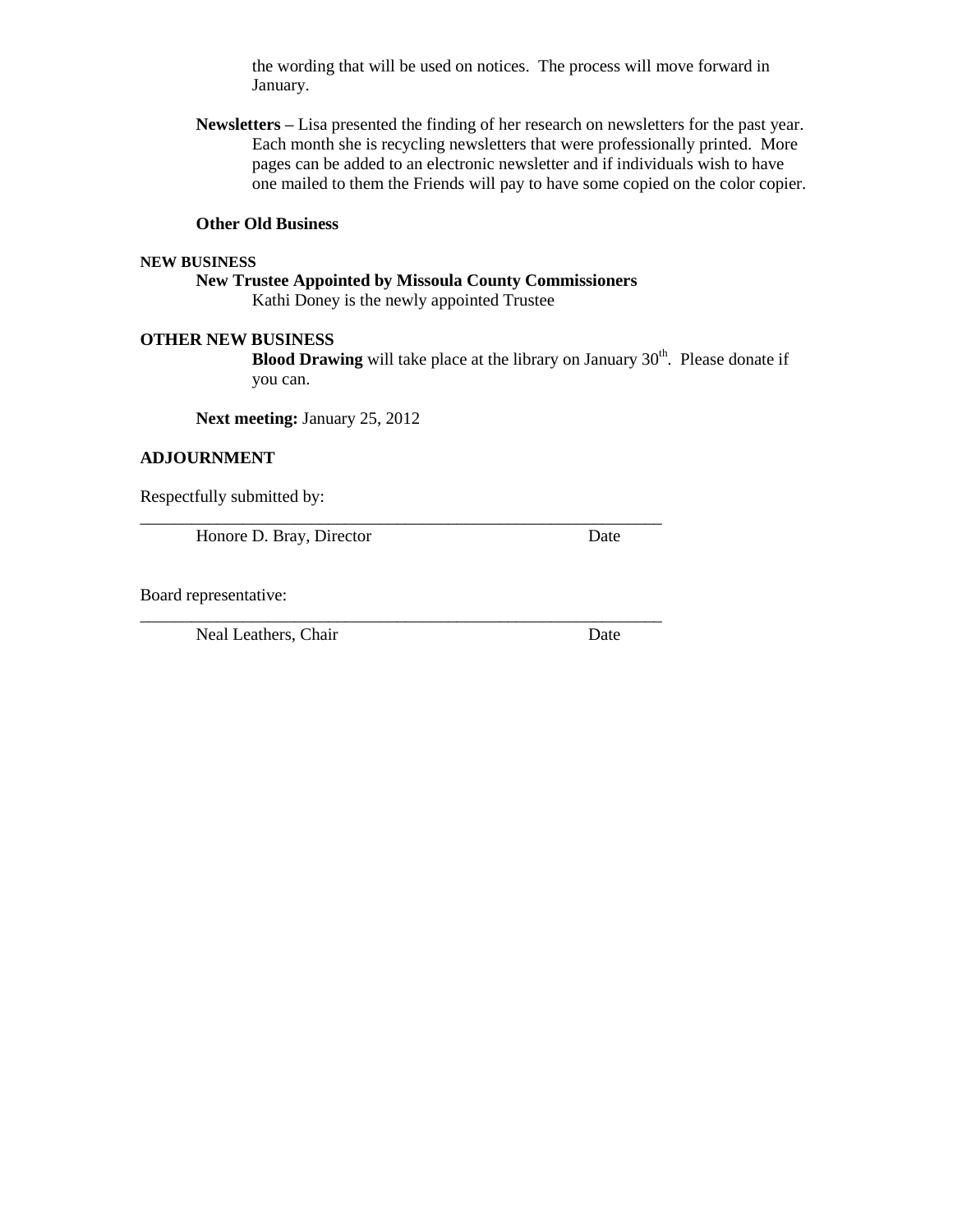the wording that will be used on notices. The process will move forward in January.

**Newsletters –** Lisa presented the finding of her research on newsletters for the past year. Each month she is recycling newsletters that were professionally printed. More pages can be added to an electronic newsletter and if individuals wish to have one mailed to them the Friends will pay to have some copied on the color copier.

**Other Old Business**

**NEW BUSINESS**

**New Trustee Appointed by Missoula County Commissioners**

Kathi Doney is the newly appointed Trustee

**OTHER NEW BUSINESS**

**Blood Drawing** will take place at the library on January 30th. Please donate if you can.

**Next meeting:** January 25, 2012

**ADJOURNMENT**

Respectfully submitted by:

______________________________________________________________

Honore D. Bray, Director Date

Board representative:

______________________________________________________________

Neal Leathers, Chair Date